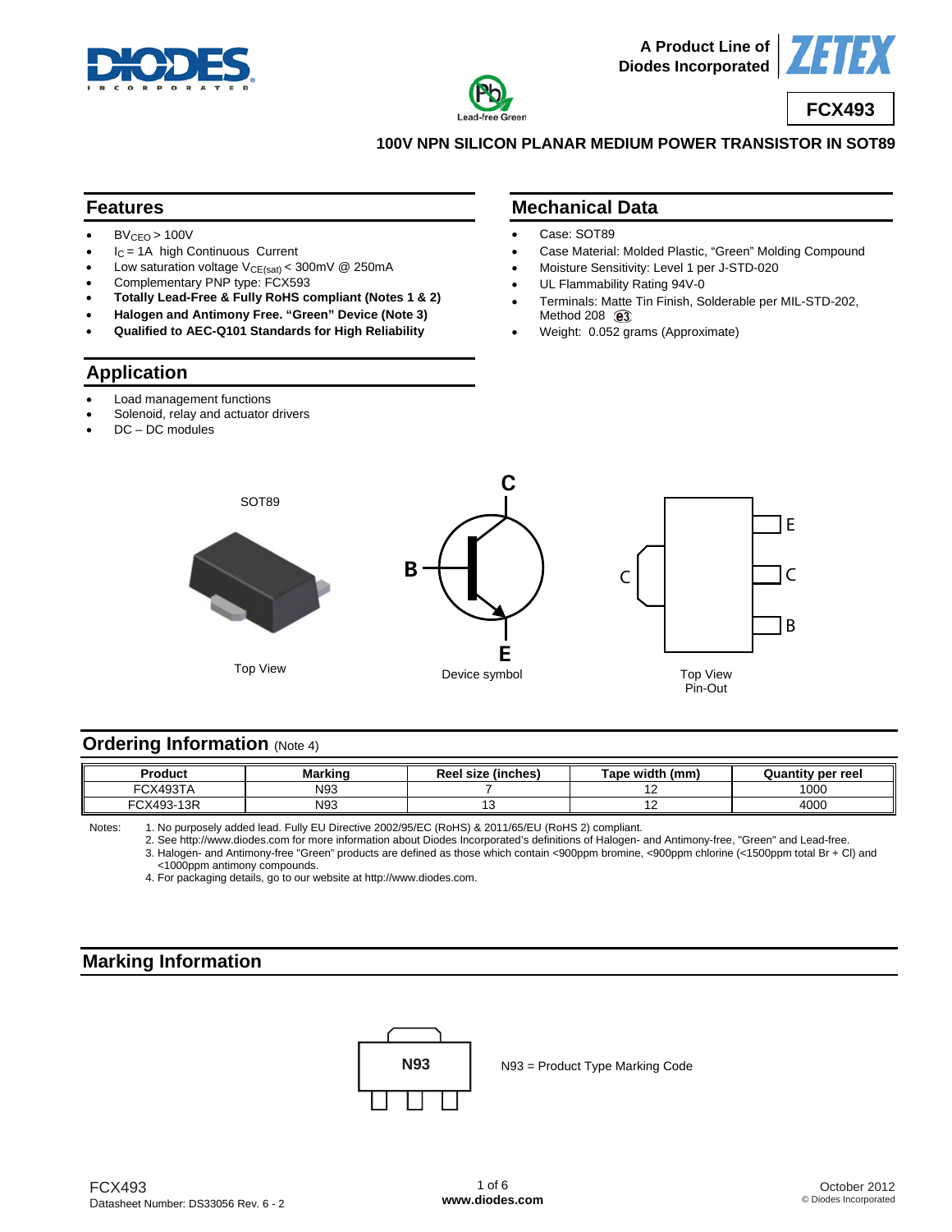A Product Line of Diodes Incorporated

# FCX493

## 100V NPN SILICON PLANAR MEDIUM POWER TRANSISTOR IN SOT89

## Features

- $BV_{CEO}$ > 100V
- $I_C$ = 1A high Continuous Current
- Low saturation voltage $V_{CE(sat)}$ < 300mV @ 250mA
- Complementary PNP type: FCX593
- **Totally Lead-Free & Fully RoHS compliant (Notes 1 & 2)**
- **Halogen and Antimony Free. "Green" Device (Note 3)**
- **Qualified to AEC-Q101 Standards for High Reliability**

## Mechanical Data

- Case: SOT89
- Case Material: Molded Plastic, "Green" Molding Compound
- Moisture Sensitivity: Level 1 per J-STD-020
- UL Flammability Rating 94V-0
- Terminals: Matte Tin Finish, Solderable per MIL-STD-202, Method 208 e3
- Weight: 0.052 grams (Approximate)

## Application

- Load management functions
- Solenoid, relay and actuator drivers
- DC – DC modules

SOT89

Top View

Device symbol

Top View
Pin-Out

## Ordering Information (Note 4)

| Product | Marking | Reel size (inches) | Tape width (mm) | Quantity per reel |
|---|---|---|---|---|
| FCX493TA | N93 | 7 | 12 | 1000 |
| FCX493-13R | N93 | 13 | 12 | 4000 |

Notes:
1. No purposely added lead. Fully EU Directive 2002/95/EC (RoHS) & 2011/65/EU (RoHS 2) compliant.
2. See http://www.diodes.com for more information about Diodes Incorporated's definitions of Halogen- and Antimony-free, "Green" and Lead-free.
3. Halogen- and Antimony-free "Green" products are defined as those which contain <900ppm bromine, <900ppm chlorine (<1500ppm total Br + Cl) and <1000ppm antimony compounds.
4. For packaging details, go to our website at http://www.diodes.com.

## Marking Information

N93 = Product Type Marking Code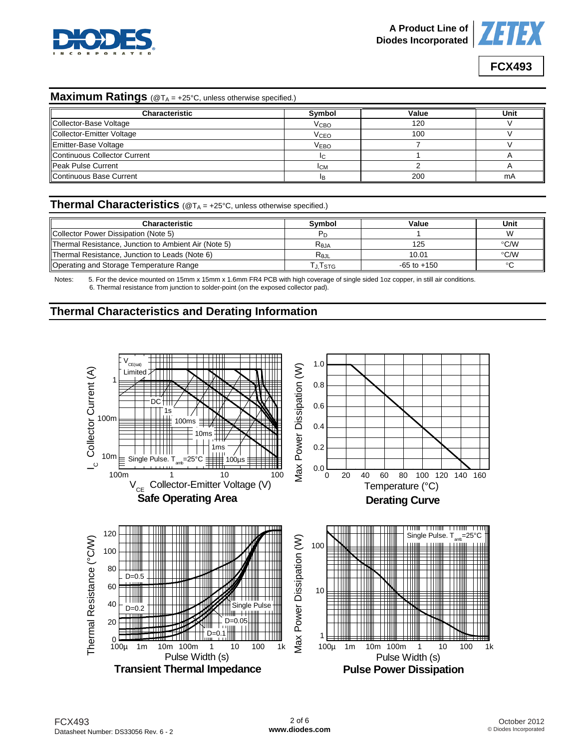## Maximum Ratings (@$T_A$ = +25°C, unless otherwise specified.)

| Characteristic | Symbol | Value | Unit |
|---|---|---|---|
| Collector-Base Voltage | $V_{CBO}$ | 120 | V |
| Collector-Emitter Voltage | $V_{CEO}$ | 100 | V |
| Emitter-Base Voltage | $V_{EBO}$ | 7 | V |
| Continuous Collector Current | $I_C$ | 1 | A |
| Peak Pulse Current | $I_{CM}$ | 2 | A |
| Continuous Base Current | $I_B$ | 200 | mA |

## Thermal Characteristics (@$T_A$ = +25°C, unless otherwise specified.)

| Characteristic | Symbol | Value | Unit |
|---|---|---|---|
| Collector Power Dissipation (Note 5) | $P_D$ | 1 | W |
| Thermal Resistance, Junction to Ambient Air (Note 5) | $R_{\theta JA}$ | 125 | °C/W |
| Thermal Resistance, Junction to Leads (Note 6) | $R_{\theta JL}$ | 10.01 | °C/W |
| Operating and Storage Temperature Range | $T_J, T_{STG}$ | -65 to +150 | °C |

Notes: 5. For the device mounted on 15mm x 15mm x 1.6mm FR4 PCB with high coverage of single sided 1oz copper, in still air conditions.
6. Thermal resistance from junction to solder-point (on the exposed collector pad).

## Thermal Characteristics and Derating Information

**Safe Operating Area**

**Derating Curve**

**Transient Thermal Impedance**

**Pulse Power Dissipation**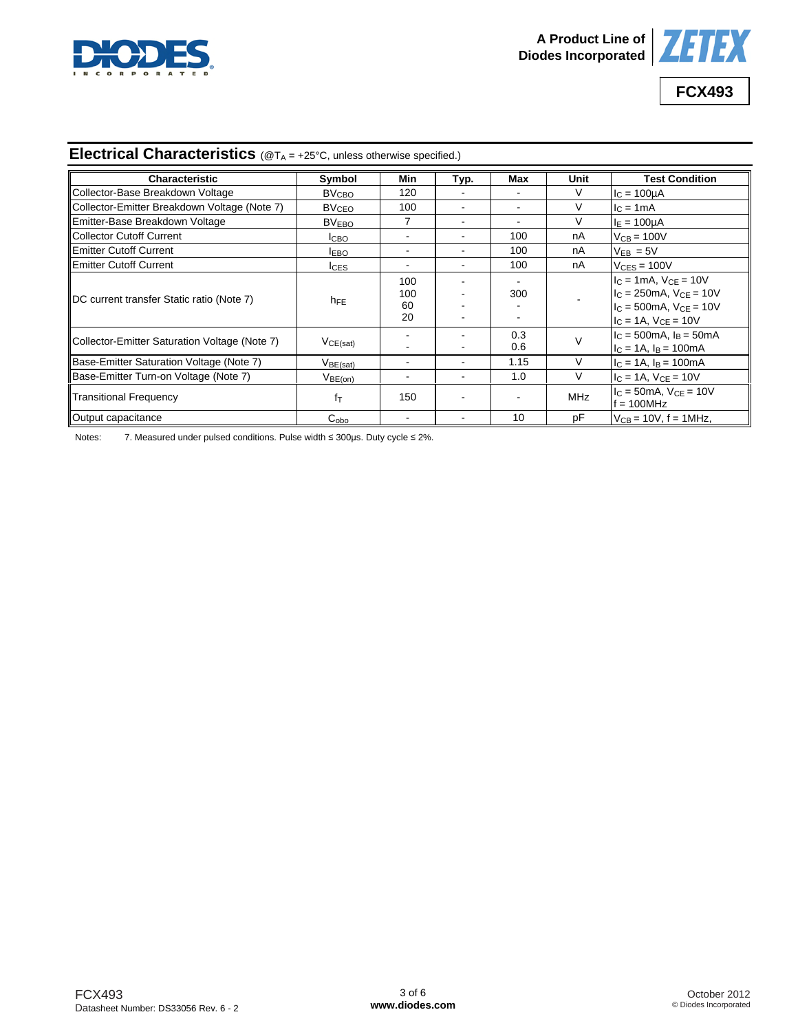## Electrical Characteristics (@$T_A$ = +25°C, unless otherwise specified.)

| Characteristic | Symbol | Min | Typ. | Max | Unit | Test Condition |
|---|---|---|---|---|---|---|
| Collector-Base Breakdown Voltage | $BV_{CBO}$ | 120 | - | - | V | $I_C$ = 100µA |
| Collector-Emitter Breakdown Voltage (Note 7) | $BV_{CEO}$ | 100 | - | - | V | $I_C$ = 1mA |
| Emitter-Base Breakdown Voltage | $BV_{EBO}$ | 7 | - | - | V | $I_E$ = 100µA |
| Collector Cutoff Current | $I_{CBO}$ | - | - | 100 | nA | $V_{CB}$ = 100V |
| Emitter Cutoff Current | $I_{EBO}$ | - | - | 100 | nA | $V_{EB}$ = 5V |
| Emitter Cutoff Current | $I_{CES}$ | - | - | 100 | nA | $V_{CES}$ = 100V |
| DC current transfer Static ratio (Note 7) | $h_{FE}$ | 100<br>100<br>60<br>20 | -<br>-<br>-<br>- | -<br>300<br>-<br>- | - | $I_C$ = 1mA, $V_{CE}$ = 10V<br>$I_C$ = 250mA, $V_{CE}$ = 10V<br>$I_C$ = 500mA, $V_{CE}$ = 10V<br>$I_C$ = 1A, $V_{CE}$ = 10V |
| Collector-Emitter Saturation Voltage (Note 7) | $V_{CE(sat)}$ | -<br>- | -<br>- | 0.3<br>0.6 | V | $I_C$ = 500mA, $I_B$ = 50mA<br>$I_C$ = 1A, $I_B$ = 100mA |
| Base-Emitter Saturation Voltage (Note 7) | $V_{BE(sat)}$ | - | - | 1.15 | V | $I_C$ = 1A, $I_B$ = 100mA |
| Base-Emitter Turn-on Voltage (Note 7) | $V_{BE(on)}$ | - | - | 1.0 | V | $I_C$ = 1A, $V_{CE}$ = 10V |
| Transitional Frequency | $f_T$ | 150 | - | - | MHz | $I_C$ = 50mA, $V_{CE}$ = 10V<br>f = 100MHz |
| Output capacitance | $C_{obo}$ | - | - | 10 | pF | $V_{CB}$ = 10V, f = 1MHz, |

Notes: 7. Measured under pulsed conditions. Pulse width ≤ 300µs. Duty cycle ≤ 2%.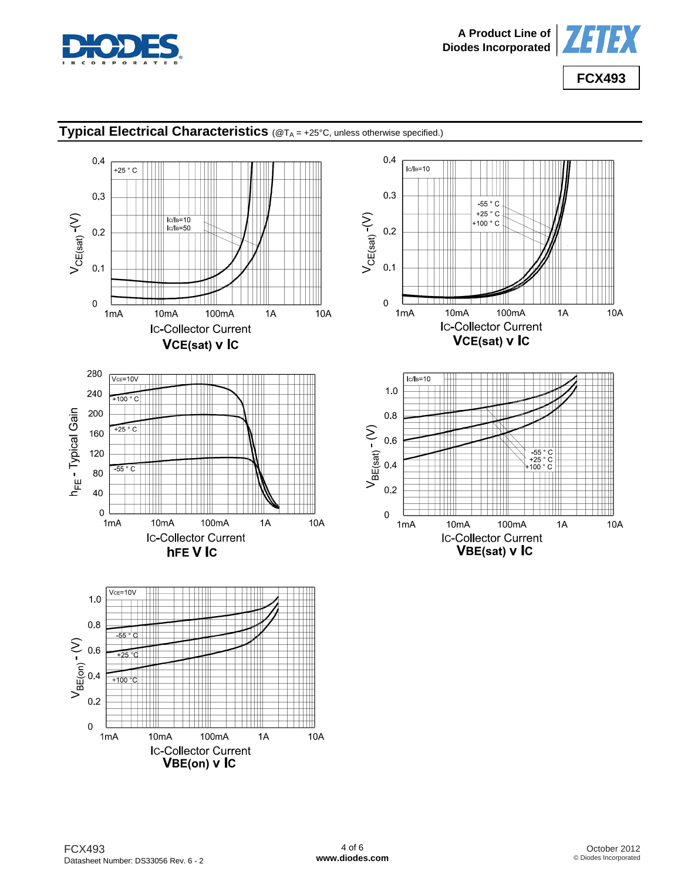## Typical Electrical Characteristics (@$T_A$ = +25°C, unless otherwise specified.)

**$V_{CE(sat)}$ v $I_C$**

**$V_{CE(sat)}$ v $I_C$**

**$h_{FE}$ V $I_C$**

**$V_{BE(sat)}$ v $I_C$**

**$V_{BE(on)}$ v $I_C$**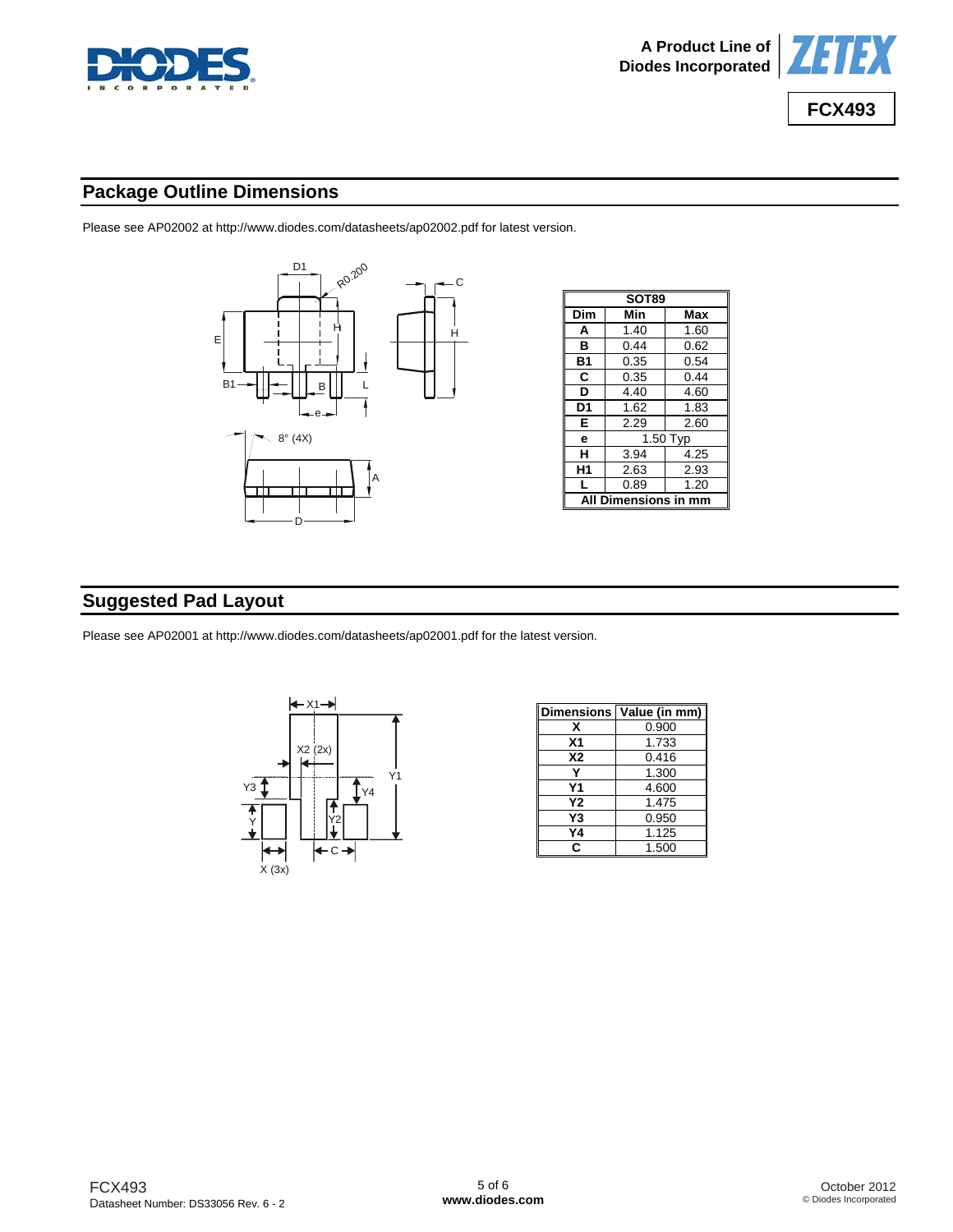## Package Outline Dimensions

Please see AP02002 at http://www.diodes.com/datasheets/ap02002.pdf for latest version.

| SOT89 | | |
|---|---|---|
| **Dim** | **Min** | **Max** |
| **A** | 1.40 | 1.60 |
| **B** | 0.44 | 0.62 |
| **B1** | 0.35 | 0.54 |
| **C** | 0.35 | 0.44 |
| **D** | 4.40 | 4.60 |
| **D1** | 1.62 | 1.83 |
| **E** | 2.29 | 2.60 |
| **e** | 1.50 Typ | |
| **H** | 3.94 | 4.25 |
| **H1** | 2.63 | 2.93 |
| **L** | 0.89 | 1.20 |
| **All Dimensions in mm** | | |

## Suggested Pad Layout

Please see AP02001 at http://www.diodes.com/datasheets/ap02001.pdf for the latest version.

| Dimensions | Value (in mm) |
|---|---|
| **X** | 0.900 |
| **X1** | 1.733 |
| **X2** | 0.416 |
| **Y** | 1.300 |
| **Y1** | 4.600 |
| **Y2** | 1.475 |
| **Y3** | 0.950 |
| **Y4** | 1.125 |
| **C** | 1.500 |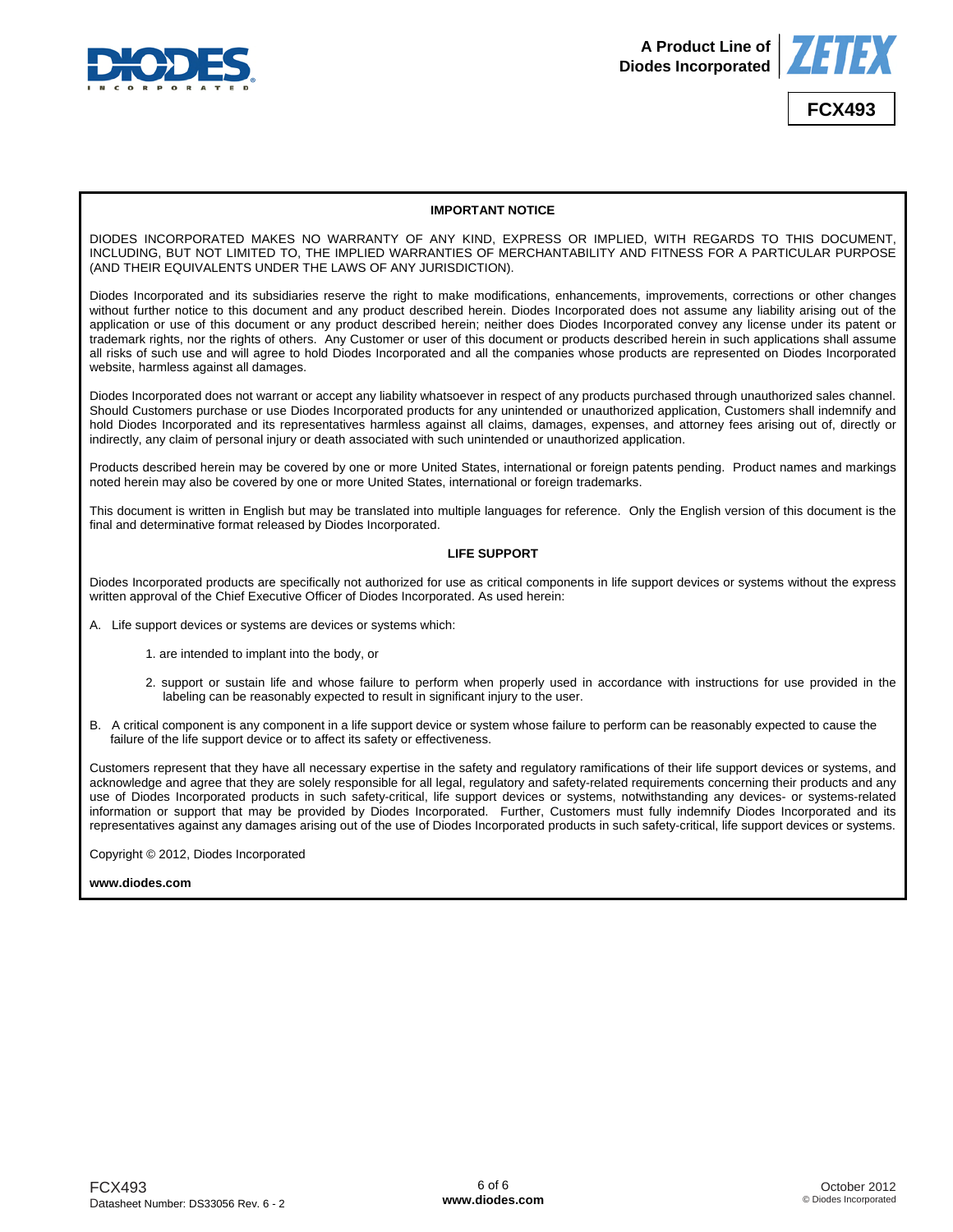## IMPORTANT NOTICE

DIODES INCORPORATED MAKES NO WARRANTY OF ANY KIND, EXPRESS OR IMPLIED, WITH REGARDS TO THIS DOCUMENT, INCLUDING, BUT NOT LIMITED TO, THE IMPLIED WARRANTIES OF MERCHANTABILITY AND FITNESS FOR A PARTICULAR PURPOSE (AND THEIR EQUIVALENTS UNDER THE LAWS OF ANY JURISDICTION).

Diodes Incorporated and its subsidiaries reserve the right to make modifications, enhancements, improvements, corrections or other changes without further notice to this document and any product described herein. Diodes Incorporated does not assume any liability arising out of the application or use of this document or any product described herein; neither does Diodes Incorporated convey any license under its patent or trademark rights, nor the rights of others. Any Customer or user of this document or products described herein in such applications shall assume all risks of such use and will agree to hold Diodes Incorporated and all the companies whose products are represented on Diodes Incorporated website, harmless against all damages.

Diodes Incorporated does not warrant or accept any liability whatsoever in respect of any products purchased through unauthorized sales channel. Should Customers purchase or use Diodes Incorporated products for any unintended or unauthorized application, Customers shall indemnify and hold Diodes Incorporated and its representatives harmless against all claims, damages, expenses, and attorney fees arising out of, directly or indirectly, any claim of personal injury or death associated with such unintended or unauthorized application.

Products described herein may be covered by one or more United States, international or foreign patents pending. Product names and markings noted herein may also be covered by one or more United States, international or foreign trademarks.

This document is written in English but may be translated into multiple languages for reference. Only the English version of this document is the final and determinative format released by Diodes Incorporated.

## LIFE SUPPORT

Diodes Incorporated products are specifically not authorized for use as critical components in life support devices or systems without the express written approval of the Chief Executive Officer of Diodes Incorporated. As used herein:

A. Life support devices or systems are devices or systems which:

1. are intended to implant into the body, or
2. support or sustain life and whose failure to perform when properly used in accordance with instructions for use provided in the labeling can be reasonably expected to result in significant injury to the user.

B. A critical component is any component in a life support device or system whose failure to perform can be reasonably expected to cause the failure of the life support device or to affect its safety or effectiveness.

Customers represent that they have all necessary expertise in the safety and regulatory ramifications of their life support devices or systems, and acknowledge and agree that they are solely responsible for all legal, regulatory and safety-related requirements concerning their products and any use of Diodes Incorporated products in such safety-critical, life support devices or systems, notwithstanding any devices- or systems-related information or support that may be provided by Diodes Incorporated. Further, Customers must fully indemnify Diodes Incorporated and its representatives against any damages arising out of the use of Diodes Incorporated products in such safety-critical, life support devices or systems.

Copyright © 2012, Diodes Incorporated

**www.diodes.com**